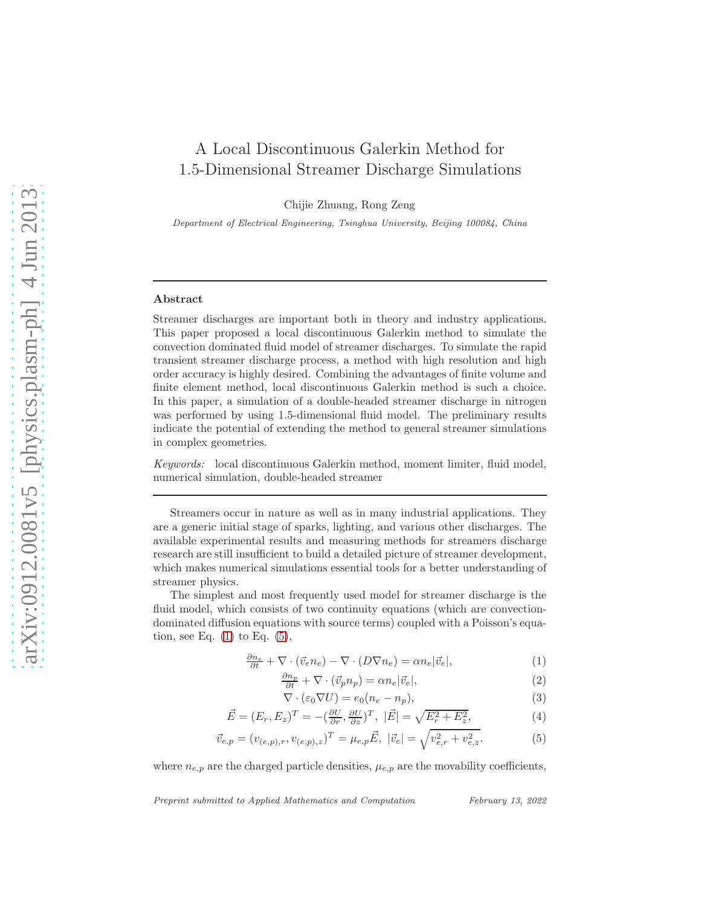# A Local Discontinuous Galerkin Method for 1.5-Dimensional Streamer Discharge Simulations

Chijie Zhuang, Rong Zeng

*Department of Electrical Engineering, Tsinghua University, Beijing 100084, China*

---

### Abstract

Streamer discharges are important both in theory and industry applications. This paper proposed a local discontinuous Galerkin method to simulate the convection dominated fluid model of streamer discharges. To simulate the rapid transient streamer discharge process, a method with high resolution and high order accuracy is highly desired. Combining the advantages of finite volume and finite element method, local discontinuous Galerkin method is such a choice. In this paper, a simulation of a double-headed streamer discharge in nitrogen was performed by using 1.5-dimensional fluid model. The preliminary results indicate the potential of extending the method to general streamer simulations in complex geometries.

*Keywords:* local discontinuous Galerkin method, moment limiter, fluid model, numerical simulation, double-headed streamer

---

Streamers occur in nature as well as in many industrial applications. They are a generic initial stage of sparks, lighting, and various other discharges. The available experimental results and measuring methods for streamers discharge research are still insufficient to build a detailed picture of streamer development, which makes numerical simulations essential tools for a better understanding of streamer physics.

The simplest and most frequently used model for streamer discharge is the fluid model, which consists of two continuity equations (which are convection-dominated diffusion equations with source terms) coupled with a Poisson's equation, see Eq. (1) to Eq. (5),

$$\tfrac{\partial n_e}{\partial t} + \nabla\cdot(\vec{v}_e n_e) - \nabla\cdot(D\nabla n_e) = \alpha n_e|\vec{v}_e|, \tag{1}$$

$$\tfrac{\partial n_p}{\partial t} + \nabla\cdot(\vec{v}_p n_p) = \alpha n_e|\vec{v}_e|, \tag{2}$$

$$\nabla\cdot(\varepsilon_0\nabla U) = e_0(n_e - n_p), \tag{3}$$

$$\vec{E} = (E_r, E_z)^T = -(\tfrac{\partial U}{\partial r}, \tfrac{\partial U}{\partial z})^T,\ |\vec{E}| = \sqrt{E_r^2 + E_z^2}, \tag{4}$$

$$\vec{v}_{e,p} = (v_{(e,p),r}, v_{(e,p),z})^T = \mu_{e,p}\vec{E},\ |\vec{v}_e| = \sqrt{v_{e,r}^2 + v_{e,z}^2}. \tag{5}$$

where $n_{e,p}$ are the charged particle densities, $\mu_{e,p}$ are the movability coefficients,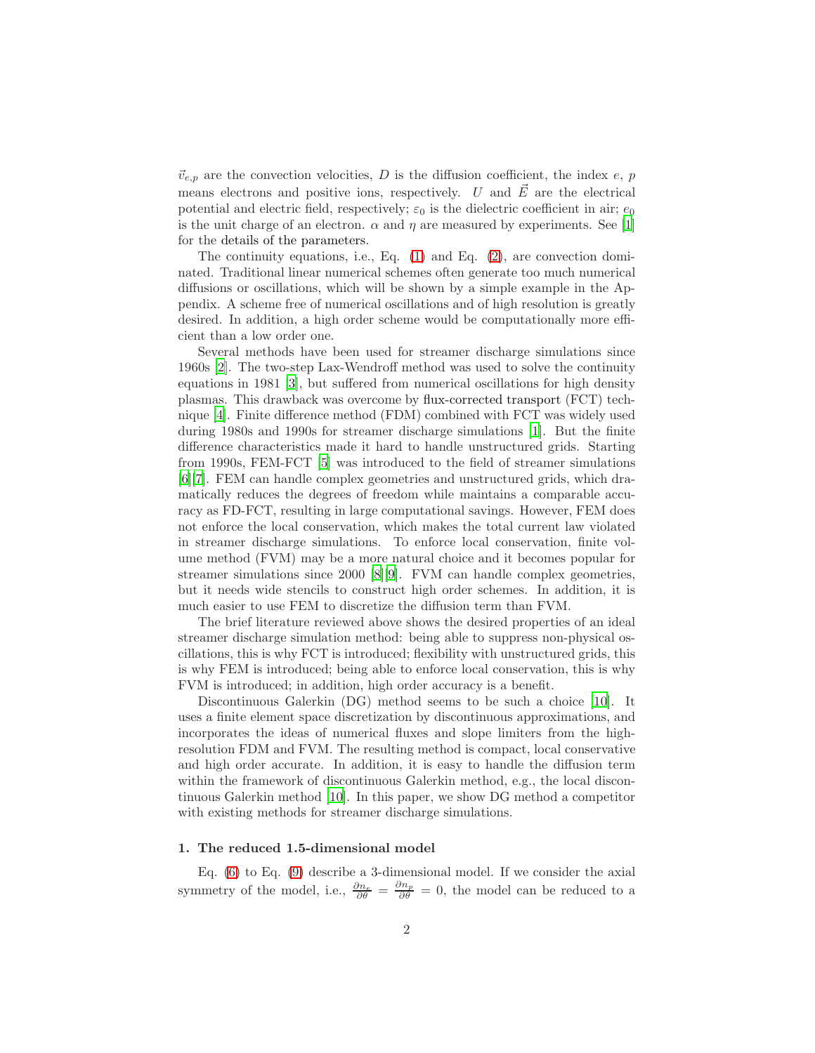$\vec{v}_{e,p}$ are the convection velocities, $D$ is the diffusion coefficient, the index $e$, $p$ means electrons and positive ions, respectively. $U$ and $\vec{E}$ are the electrical potential and electric field, respectively; $\varepsilon_0$ is the dielectric coefficient in air; $e_0$ is the unit charge of an electron. $\alpha$ and $\eta$ are measured by experiments. See [1] for the details of the parameters.

The continuity equations, i.e., Eq. (1) and Eq. (2), are convection dominated. Traditional linear numerical schemes often generate too much numerical diffusions or oscillations, which will be shown by a simple example in the Appendix. A scheme free of numerical oscillations and of high resolution is greatly desired. In addition, a high order scheme would be computationally more efficient than a low order one.

Several methods have been used for streamer discharge simulations since 1960s [2]. The two-step Lax-Wendroff method was used to solve the continuity equations in 1981 [3], but suffered from numerical oscillations for high density plasmas. This drawback was overcome by flux-corrected transport (FCT) technique [4]. Finite difference method (FDM) combined with FCT was widely used during 1980s and 1990s for streamer discharge simulations [1]. But the finite difference characteristics made it hard to handle unstructured grids. Starting from 1990s, FEM-FCT [5] was introduced to the field of streamer simulations [6][7]. FEM can handle complex geometries and unstructured grids, which dramatically reduces the degrees of freedom while maintains a comparable accuracy as FD-FCT, resulting in large computational savings. However, FEM does not enforce the local conservation, which makes the total current law violated in streamer discharge simulations. To enforce local conservation, finite volume method (FVM) may be a more natural choice and it becomes popular for streamer simulations since 2000 [8][9]. FVM can handle complex geometries, but it needs wide stencils to construct high order schemes. In addition, it is much easier to use FEM to discretize the diffusion term than FVM.

The brief literature reviewed above shows the desired properties of an ideal streamer discharge simulation method: being able to suppress non-physical oscillations, this is why FCT is introduced; flexibility with unstructured grids, this is why FEM is introduced; being able to enforce local conservation, this is why FVM is introduced; in addition, high order accuracy is a benefit.

Discontinuous Galerkin (DG) method seems to be such a choice [10]. It uses a finite element space discretization by discontinuous approximations, and incorporates the ideas of numerical fluxes and slope limiters from the high-resolution FDM and FVM. The resulting method is compact, local conservative and high order accurate. In addition, it is easy to handle the diffusion term within the framework of discontinuous Galerkin method, e.g., the local discontinuous Galerkin method [10]. In this paper, we show DG method a competitor with existing methods for streamer discharge simulations.

## 1. The reduced 1.5-dimensional model

Eq. (6) to Eq. (9) describe a 3-dimensional model. If we consider the axial symmetry of the model, i.e., $\frac{\partial n_e}{\partial \theta} = \frac{\partial n_p}{\partial \theta} = 0$, the model can be reduced to a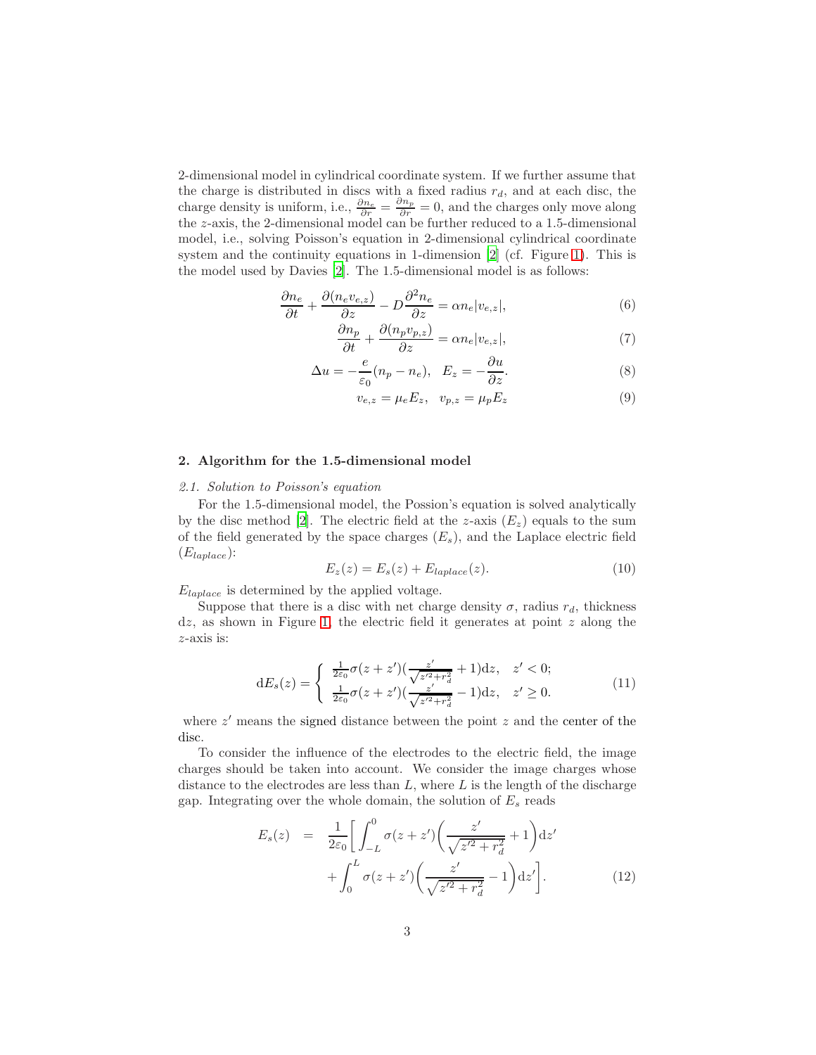2-dimensional model in cylindrical coordinate system. If we further assume that the charge is distributed in discs with a fixed radius $r_d$, and at each disc, the charge density is uniform, i.e., $\frac{\partial n_e}{\partial r} = \frac{\partial n_p}{\partial r} = 0$, and the charges only move along the $z$-axis, the 2-dimensional model can be further reduced to a 1.5-dimensional model, i.e., solving Poisson's equation in 2-dimensional cylindrical coordinate system and the continuity equations in 1-dimension [2] (cf. Figure 1). This is the model used by Davies [2]. The 1.5-dimensional model is as follows:

$$\frac{\partial n_e}{\partial t} + \frac{\partial (n_e v_{e,z})}{\partial z} - D\frac{\partial^2 n_e}{\partial z} = \alpha n_e |v_{e,z}|, \tag{6}$$

$$\frac{\partial n_p}{\partial t} + \frac{\partial (n_p v_{p,z})}{\partial z} = \alpha n_e |v_{e,z}|, \tag{7}$$

$$\Delta u = -\frac{e}{\varepsilon_0}(n_p - n_e), \quad E_z = -\frac{\partial u}{\partial z}. \tag{8}$$

$$v_{e,z} = \mu_e E_z, \quad v_{p,z} = \mu_p E_z \tag{9}$$

## 2. Algorithm for the 1.5-dimensional model

### *2.1. Solution to Poisson's equation*

For the 1.5-dimensional model, the Possion's equation is solved analytically by the disc method [2]. The electric field at the $z$-axis ($E_z$) equals to the sum of the field generated by the space charges ($E_s$), and the Laplace electric field ($E_{laplace}$):

$$E_z(z) = E_s(z) + E_{laplace}(z). \tag{10}$$

$E_{laplace}$ is determined by the applied voltage.

Suppose that there is a disc with net charge density $\sigma$, radius $r_d$, thickness $\mathrm{d}z$, as shown in Figure 1, the electric field it generates at point $z$ along the $z$-axis is:

$$\mathrm{d}E_s(z) = \begin{cases} \frac{1}{2\varepsilon_0}\sigma(z+z')(\frac{z'}{\sqrt{z'^2+r_d^2}}+1)\mathrm{d}z, & z' < 0; \\ \frac{1}{2\varepsilon_0}\sigma(z+z')(\frac{z'}{\sqrt{z'^2+r_d^2}}-1)\mathrm{d}z, & z' \geq 0. \end{cases} \tag{11}$$

where $z'$ means the signed distance between the point $z$ and the center of the disc.

To consider the influence of the electrodes to the electric field, the image charges should be taken into account. We consider the image charges whose distance to the electrodes are less than $L$, where $L$ is the length of the discharge gap. Integrating over the whole domain, the solution of $E_s$ reads

$$\begin{aligned} E_s(z) \quad = \quad & \frac{1}{2\varepsilon_0}\bigg[\int_{-L}^{0} \sigma(z+z')\bigg(\frac{z'}{\sqrt{z'^2+r_d^2}}+1\bigg)\mathrm{d}z' \\ & + \int_{0}^{L} \sigma(z+z')\bigg(\frac{z'}{\sqrt{z'^2+r_d^2}}-1\bigg)\mathrm{d}z'\bigg]. \end{aligned} \tag{12}$$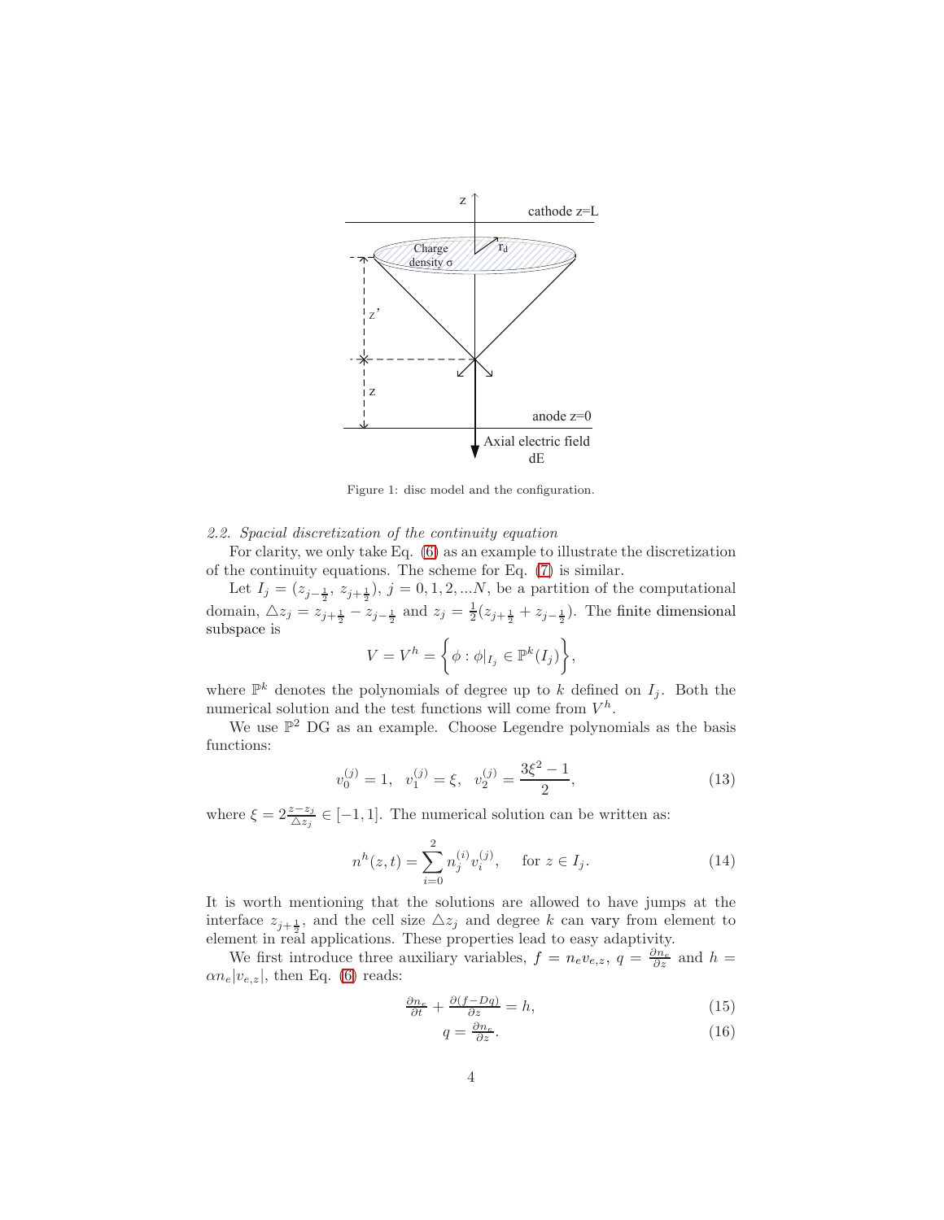Figure 1: disc model and the configuration.

*2.2. Spacial discretization of the continuity equation*

For clarity, we only take Eq. (6) as an example to illustrate the discretization of the continuity equations. The scheme for Eq. (7) is similar.

Let $I_j = (z_{j-\frac{1}{2}}, z_{j+\frac{1}{2}})$, $j = 0, 1, 2, ...N$, be a partition of the computational domain, $\triangle z_j = z_{j+\frac{1}{2}} - z_{j-\frac{1}{2}}$ and $z_j = \frac{1}{2}(z_{j+\frac{1}{2}} + z_{j-\frac{1}{2}})$. The finite dimensional subspace is

$$V = V^h = \left\{ \phi : \phi|_{I_j} \in \mathbb{P}^k(I_j) \right\},$$

where $\mathbb{P}^k$ denotes the polynomials of degree up to $k$ defined on $I_j$. Both the numerical solution and the test functions will come from $V^h$.

We use $\mathbb{P}^2$ DG as an example. Choose Legendre polynomials as the basis functions:

$$v_0^{(j)} = 1, \quad v_1^{(j)} = \xi, \quad v_2^{(j)} = \frac{3\xi^2 - 1}{2}, \tag{13}$$

where $\xi = 2\frac{z - z_j}{\triangle z_j} \in [-1, 1]$. The numerical solution can be written as:

$$n^h(z,t) = \sum_{i=0}^{2} n_j^{(i)} v_i^{(j)}, \quad \text{for } z \in I_j. \tag{14}$$

It is worth mentioning that the solutions are allowed to have jumps at the interface $z_{j+\frac{1}{2}}$, and the cell size $\triangle z_j$ and degree $k$ can vary from element to element in real applications. These properties lead to easy adaptivity.

We first introduce three auxiliary variables, $f = n_e v_{e,z}$, $q = \frac{\partial n_e}{\partial z}$ and $h = \alpha n_e |v_{e,z}|$, then Eq. (6) reads:

$$\frac{\partial n_e}{\partial t} + \frac{\partial (f - Dq)}{\partial z} = h, \tag{15}$$

$$q = \frac{\partial n_e}{\partial z}. \tag{16}$$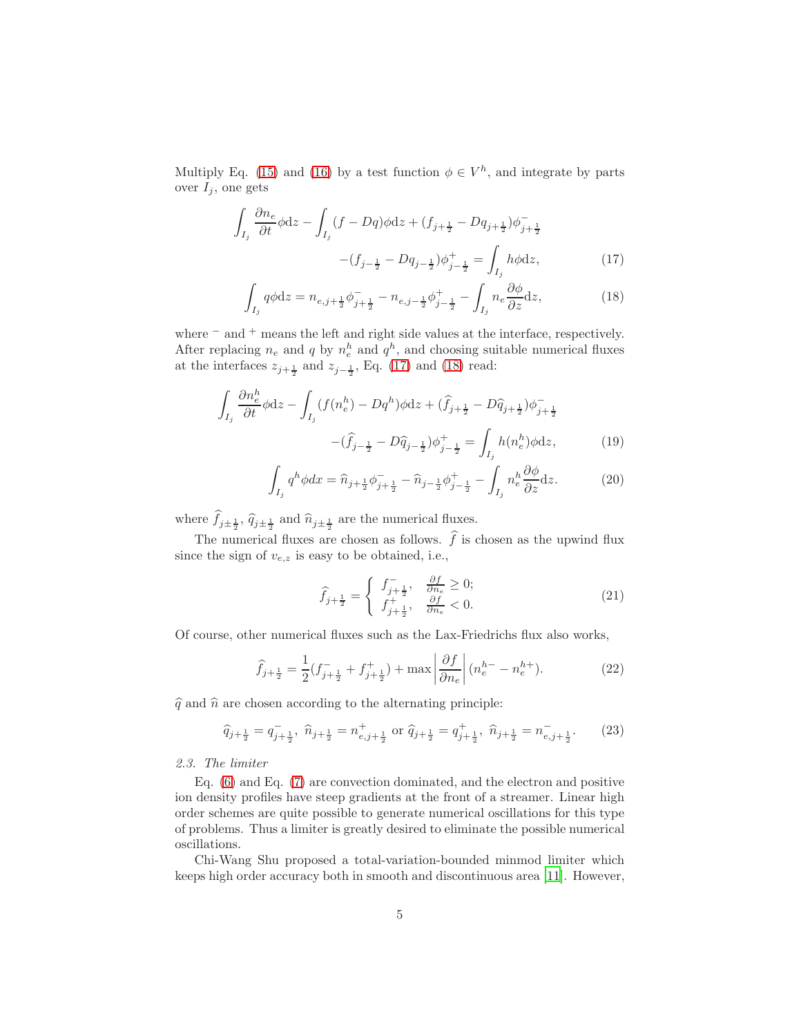Multiply Eq. (15) and (16) by a test function $\phi \in V^h$, and integrate by parts over $I_j$, one gets

$$\int_{I_j} \frac{\partial n_e}{\partial t}\phi \mathrm{d}z - \int_{I_j}(f - Dq)\phi \mathrm{d}z + (f_{j+\frac{1}{2}} - Dq_{j+\frac{1}{2}})\phi^-_{j+\frac{1}{2}} - (f_{j-\frac{1}{2}} - Dq_{j-\frac{1}{2}})\phi^+_{j-\frac{1}{2}} = \int_{I_j} h\phi \mathrm{d}z, \tag{17}$$

$$\int_{I_j} q\phi \mathrm{d}z = n_{e,j+\frac{1}{2}}\phi^-_{j+\frac{1}{2}} - n_{e,j-\frac{1}{2}}\phi^+_{j-\frac{1}{2}} - \int_{I_j} n_e \frac{\partial \phi}{\partial z}\mathrm{d}z, \tag{18}$$

where $^-$ and $^+$ means the left and right side values at the interface, respectively. After replacing $n_e$ and $q$ by $n_e^h$ and $q^h$, and choosing suitable numerical fluxes at the interfaces $z_{j+\frac{1}{2}}$ and $z_{j-\frac{1}{2}}$, Eq. (17) and (18) read:

$$\int_{I_j} \frac{\partial n_e^h}{\partial t}\phi \mathrm{d}z - \int_{I_j}(f(n_e^h) - Dq^h)\phi \mathrm{d}z + (\widehat{f}_{j+\frac{1}{2}} - D\widehat{q}_{j+\frac{1}{2}})\phi^-_{j+\frac{1}{2}} - (\widehat{f}_{j-\frac{1}{2}} - D\widehat{q}_{j-\frac{1}{2}})\phi^+_{j-\frac{1}{2}} = \int_{I_j} h(n_e^h)\phi \mathrm{d}z, \tag{19}$$

$$\int_{I_j} q^h\phi dx = \widehat{n}_{j+\frac{1}{2}}\phi^-_{j+\frac{1}{2}} - \widehat{n}_{j-\frac{1}{2}}\phi^+_{j-\frac{1}{2}} - \int_{I_j} n_e^h \frac{\partial \phi}{\partial z}\mathrm{d}z. \tag{20}$$

where $\widehat{f}_{j\pm\frac{1}{2}}$, $\widehat{q}_{j\pm\frac{1}{2}}$ and $\widehat{n}_{j\pm\frac{1}{2}}$ are the numerical fluxes.

The numerical fluxes are chosen as follows. $\widehat{f}$ is chosen as the upwind flux since the sign of $v_{e,z}$ is easy to be obtained, i.e.,

$$\widehat{f}_{j+\frac{1}{2}} = \begin{cases} f^-_{j+\frac{1}{2}}, & \frac{\partial f}{\partial n_e} \geq 0; \\ f^+_{j+\frac{1}{2}}, & \frac{\partial f}{\partial n_e} < 0. \end{cases} \tag{21}$$

Of course, other numerical fluxes such as the Lax-Friedrichs flux also works,

$$\widehat{f}_{j+\frac{1}{2}} = \frac{1}{2}(f^-_{j+\frac{1}{2}} + f^+_{j+\frac{1}{2}}) + \max\left|\frac{\partial f}{\partial n_e}\right|(n_e^{h-} - n_e^{h+}). \tag{22}$$

$\widehat{q}$ and $\widehat{n}$ are chosen according to the alternating principle:

$$\widehat{q}_{j+\frac{1}{2}} = q^-_{j+\frac{1}{2}},\ \widehat{n}_{j+\frac{1}{2}} = n^+_{e,j+\frac{1}{2}} \text{ or } \widehat{q}_{j+\frac{1}{2}} = q^+_{j+\frac{1}{2}},\ \widehat{n}_{j+\frac{1}{2}} = n^-_{e,j+\frac{1}{2}}. \tag{23}$$

### *2.3. The limiter*

Eq. (6) and Eq. (7) are convection dominated, and the electron and positive ion density profiles have steep gradients at the front of a streamer. Linear high order schemes are quite possible to generate numerical oscillations for this type of problems. Thus a limiter is greatly desired to eliminate the possible numerical oscillations.

Chi-Wang Shu proposed a total-variation-bounded minmod limiter which keeps high order accuracy both in smooth and discontinuous area [11]. However,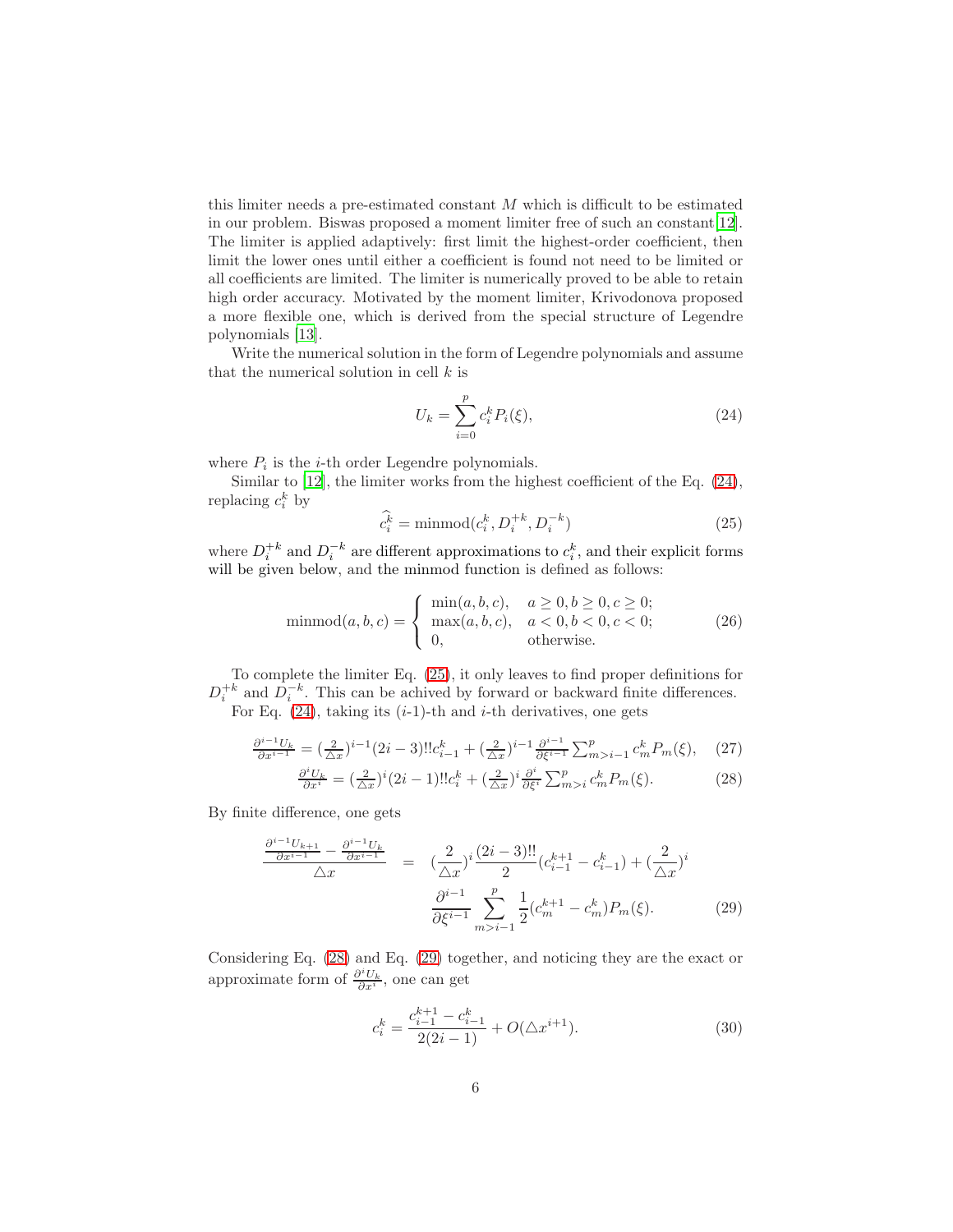this limiter needs a pre-estimated constant $M$ which is difficult to be estimated in our problem. Biswas proposed a moment limiter free of such an constant[12]. The limiter is applied adaptively: first limit the highest-order coefficient, then limit the lower ones until either a coefficient is found not need to be limited or all coefficients are limited. The limiter is numerically proved to be able to retain high order accuracy. Motivated by the moment limiter, Krivodonova proposed a more flexible one, which is derived from the special structure of Legendre polynomials [13].

Write the numerical solution in the form of Legendre polynomials and assume that the numerical solution in cell $k$ is

$$U_k = \sum_{i=0}^{p} c_i^k P_i(\xi), \tag{24}$$

where $P_i$ is the $i$-th order Legendre polynomials.

Similar to [12], the limiter works from the highest coefficient of the Eq. (24), replacing $c_i^k$ by

$$\widehat{c_i^k} = \text{minmod}(c_i^k, D_i^{+k}, D_i^{-k}) \tag{25}$$

where $D_i^{+k}$ and $D_i^{-k}$ are different approximations to $c_i^k$, and their explicit forms will be given below, and the minmod function is defined as follows:

$$\text{minmod}(a,b,c) = \begin{cases} \min(a,b,c), & a \geq 0, b \geq 0, c \geq 0; \\ \max(a,b,c), & a < 0, b < 0, c < 0; \\ 0, & \text{otherwise}. \end{cases} \tag{26}$$

To complete the limiter Eq. (25), it only leaves to find proper definitions for $D_i^{+k}$ and $D_i^{-k}$. This can be achived by forward or backward finite differences.

For Eq. (24), taking its ($i$-1)-th and $i$-th derivatives, one gets

$$\frac{\partial^{i-1} U_k}{\partial x^{i-1}} = (\tfrac{2}{\triangle x})^{i-1}(2i-3)!!c_{i-1}^k + (\tfrac{2}{\triangle x})^{i-1}\frac{\partial^{i-1}}{\partial \xi^{i-1}}\sum_{m>i-1}^{p} c_m^k P_m(\xi), \tag{27}$$

$$\frac{\partial^{i} U_k}{\partial x^{i}} = (\tfrac{2}{\triangle x})^{i}(2i-1)!!c_{i}^k + (\tfrac{2}{\triangle x})^{i}\frac{\partial^{i}}{\partial \xi^{i}}\sum_{m>i}^{p} c_m^k P_m(\xi). \tag{28}$$

By finite difference, one gets

$$\begin{aligned} \frac{\frac{\partial^{i-1} U_{k+1}}{\partial x^{i-1}} - \frac{\partial^{i-1} U_k}{\partial x^{i-1}}}{\triangle x} &= (\frac{2}{\triangle x})^i \frac{(2i-3)!!}{2}(c_{i-1}^{k+1} - c_{i-1}^k) + (\frac{2}{\triangle x})^i \\ &\quad \frac{\partial^{i-1}}{\partial \xi^{i-1}} \sum_{m>i-1}^{p} \frac{1}{2}(c_m^{k+1} - c_m^k) P_m(\xi). \end{aligned} \tag{29}$$

Considering Eq. (28) and Eq. (29) together, and noticing they are the exact or approximate form of $\frac{\partial^i U_k}{\partial x^i}$, one can get

$$c_i^k = \frac{c_{i-1}^{k+1} - c_{i-1}^k}{2(2i-1)} + O(\triangle x^{i+1}). \tag{30}$$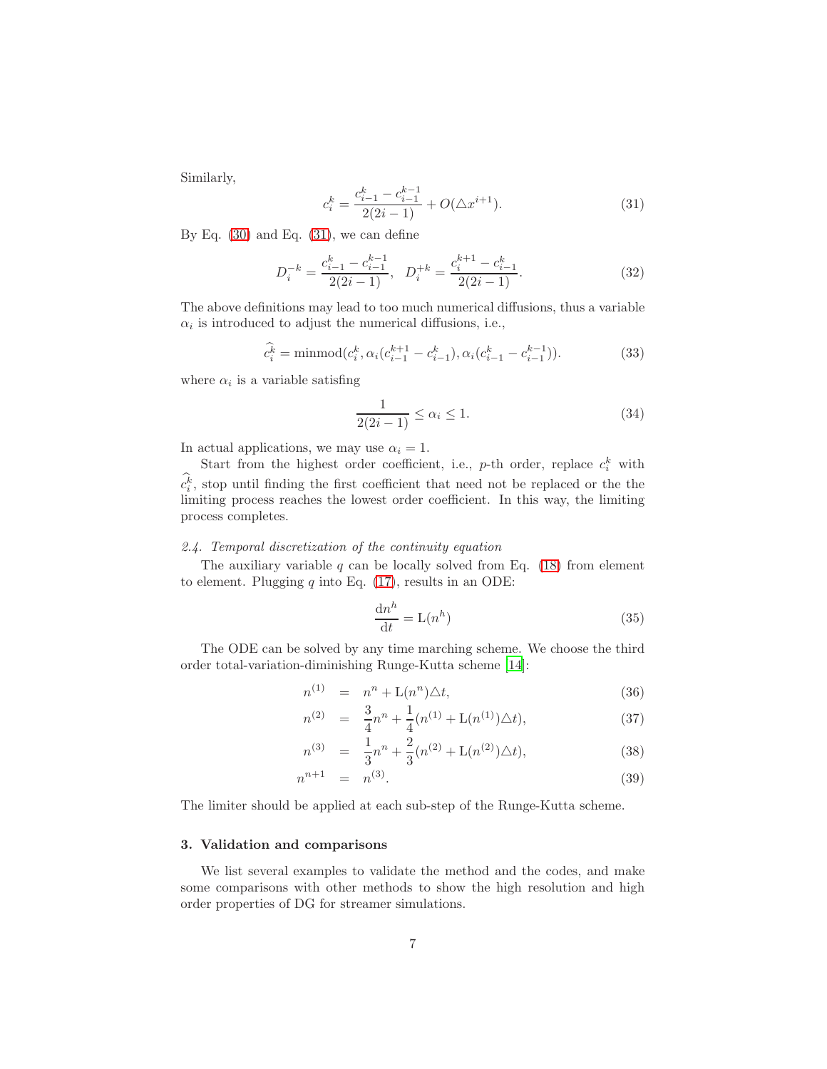Similarly,

$$c_i^k = \frac{c_{i-1}^k - c_{i-1}^{k-1}}{2(2i-1)} + O(\triangle x^{i+1}). \tag{31}$$

By Eq. (30) and Eq. (31), we can define

$$D_i^{-k} = \frac{c_{i-1}^k - c_{i-1}^{k-1}}{2(2i-1)}, \quad D_i^{+k} = \frac{c_i^{k+1} - c_{i-1}^k}{2(2i-1)}. \tag{32}$$

The above definitions may lead to too much numerical diffusions, thus a variable $\alpha_i$ is introduced to adjust the numerical diffusions, i.e.,

$$\widehat{c_i^k} = \text{minmod}(c_i^k, \alpha_i(c_{i-1}^{k+1} - c_{i-1}^k), \alpha_i(c_{i-1}^k - c_{i-1}^{k-1})). \tag{33}$$

where $\alpha_i$ is a variable satisfing

$$\frac{1}{2(2i-1)} \leq \alpha_i \leq 1. \tag{34}$$

In actual applications, we may use $\alpha_i = 1$.

Start from the highest order coefficient, i.e., $p$-th order, replace $c_i^k$ with $\widehat{c_i^k}$, stop until finding the first coefficient that need not be replaced or the the limiting process reaches the lowest order coefficient. In this way, the limiting process completes.

### *2.4. Temporal discretization of the continuity equation*

The auxiliary variable $q$ can be locally solved from Eq. (18) from element to element. Plugging $q$ into Eq. (17), results in an ODE:

$$\frac{\mathrm{d}n^h}{\mathrm{d}t} = \mathrm{L}(n^h) \tag{35}$$

The ODE can be solved by any time marching scheme. We choose the third order total-variation-diminishing Runge-Kutta scheme [14]:

$$n^{(1)} = n^n + \mathrm{L}(n^n)\triangle t, \tag{36}$$

$$n^{(2)} = \frac{3}{4}n^n + \frac{1}{4}(n^{(1)} + \mathrm{L}(n^{(1)})\triangle t), \tag{37}$$

$$n^{(3)} = \frac{1}{3}n^n + \frac{2}{3}(n^{(2)} + \mathrm{L}(n^{(2)})\triangle t), \tag{38}$$

$$n^{n+1} = n^{(3)}. \tag{39}$$

The limiter should be applied at each sub-step of the Runge-Kutta scheme.

## 3. Validation and comparisons

We list several examples to validate the method and the codes, and make some comparisons with other methods to show the high resolution and high order properties of DG for streamer simulations.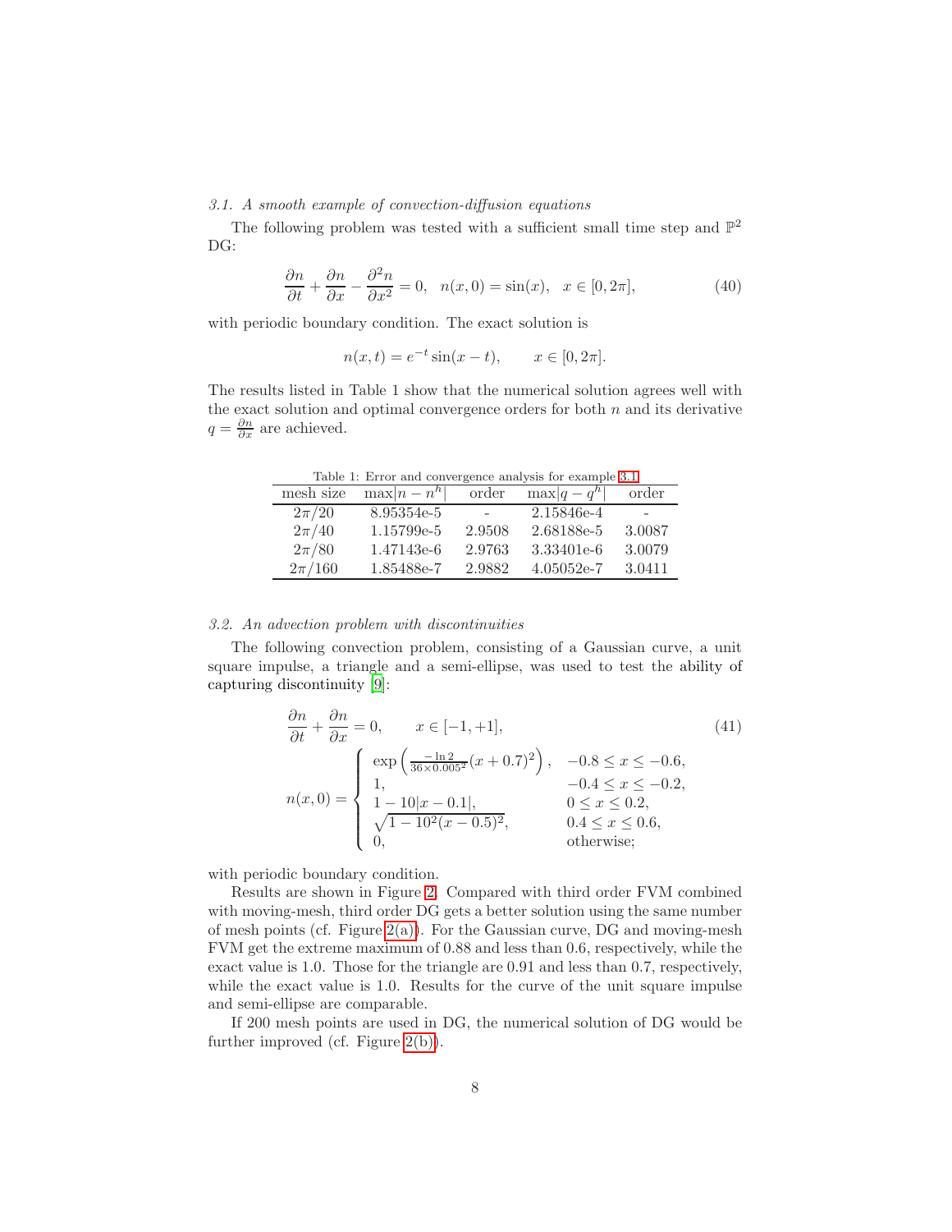### 3.1. A smooth example of convection-diffusion equations

The following problem was tested with a sufficient small time step and $\mathbb{P}^2$ DG:

$$\frac{\partial n}{\partial t} + \frac{\partial n}{\partial x} - \frac{\partial^2 n}{\partial x^2} = 0, \quad n(x,0) = \sin(x), \quad x \in [0, 2\pi], \tag{40}$$

with periodic boundary condition. The exact solution is

$$n(x,t) = e^{-t} \sin(x - t), \qquad x \in [0, 2\pi].$$

The results listed in Table 1 show that the numerical solution agrees well with the exact solution and optimal convergence orders for both $n$ and its derivative $q = \frac{\partial n}{\partial x}$ are achieved.

Table 1: Error and convergence analysis for example 3.1

| mesh size | $\max\lvert n - n^h \rvert$ | order | $\max\lvert q - q^h \rvert$ | order |
|---|---|---|---|---|
| $2\pi/20$ | 8.95354e-5 | - | 2.15846e-4 | - |
| $2\pi/40$ | 1.15799e-5 | 2.9508 | 2.68188e-5 | 3.0087 |
| $2\pi/80$ | 1.47143e-6 | 2.9763 | 3.33401e-6 | 3.0079 |
| $2\pi/160$ | 1.85488e-7 | 2.9882 | 4.05052e-7 | 3.0411 |

### 3.2. An advection problem with discontinuities

The following convection problem, consisting of a Gaussian curve, a unit square impulse, a triangle and a semi-ellipse, was used to test the ability of capturing discontinuity [9]:

$$\frac{\partial n}{\partial t} + \frac{\partial n}{\partial x} = 0, \qquad x \in [-1, +1], \tag{41}$$

$$n(x,0) = \begin{cases} \exp\left(\frac{-\ln 2}{36 \times 0.005^2}(x + 0.7)^2\right), & -0.8 \le x \le -0.6, \\ 1, & -0.4 \le x \le -0.2, \\ 1 - 10|x - 0.1|, & 0 \le x \le 0.2, \\ \sqrt{1 - 10^2(x - 0.5)^2}, & 0.4 \le x \le 0.6, \\ 0, & \text{otherwise}; \end{cases}$$

with periodic boundary condition.

Results are shown in Figure 2. Compared with third order FVM combined with moving-mesh, third order DG gets a better solution using the same number of mesh points (cf. Figure 2(a)). For the Gaussian curve, DG and moving-mesh FVM get the extreme maximum of 0.88 and less than 0.6, respectively, while the exact value is 1.0. Those for the triangle are 0.91 and less than 0.7, respectively, while the exact value is 1.0. Results for the curve of the unit square impulse and semi-ellipse are comparable.

If 200 mesh points are used in DG, the numerical solution of DG would be further improved (cf. Figure 2(b)).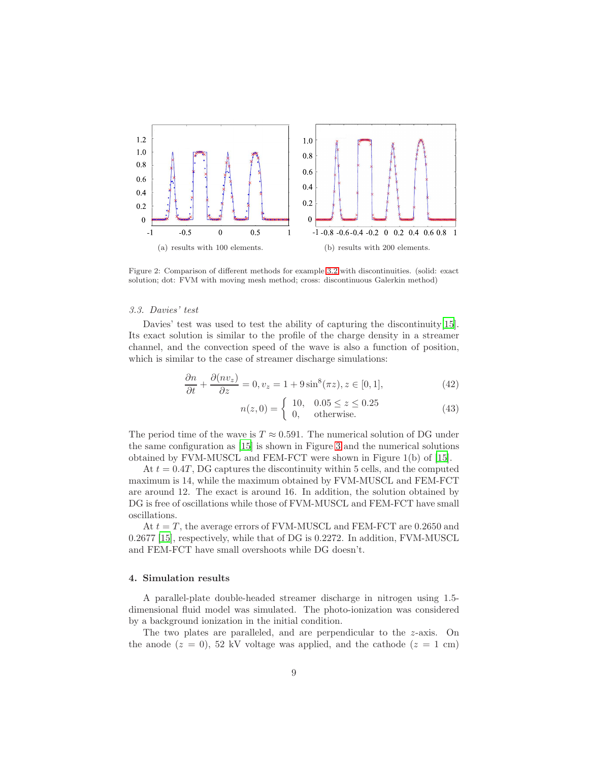(a) results with 100 elements.

(b) results with 200 elements.

Figure 2: Comparison of different methods for example 3.2 with discontinuities. (solid: exact solution; dot: FVM with moving mesh method; cross: discontinuous Galerkin method)

### *3.3. Davies' test*

Davies' test was used to test the ability of capturing the discontinuity [15]. Its exact solution is similar to the profile of the charge density in a streamer channel, and the convection speed of the wave is also a function of position, which is similar to the case of streamer discharge simulations:

$$\frac{\partial n}{\partial t} + \frac{\partial (n v_z)}{\partial z} = 0, v_z = 1 + 9\sin^8(\pi z), z \in [0, 1], \tag{42}$$

$$n(z, 0) = \begin{cases} 10, & 0.05 \le z \le 0.25 \\ 0, & \text{otherwise.} \end{cases} \tag{43}$$

The period time of the wave is $T \approx 0.591$. The numerical solution of DG under the same configuration as [15] is shown in Figure 3 and the numerical solutions obtained by FVM-MUSCL and FEM-FCT were shown in Figure 1(b) of [15].

At $t = 0.4T$, DG captures the discontinuity within 5 cells, and the computed maximum is 14, while the maximum obtained by FVM-MUSCL and FEM-FCT are around 12. The exact is around 16. In addition, the solution obtained by DG is free of oscillations while those of FVM-MUSCL and FEM-FCT have small oscillations.

At $t = T$, the average errors of FVM-MUSCL and FEM-FCT are 0.2650 and 0.2677 [15], respectively, while that of DG is 0.2272. In addition, FVM-MUSCL and FEM-FCT have small overshoots while DG doesn't.

## 4. Simulation results

A parallel-plate double-headed streamer discharge in nitrogen using 1.5-dimensional fluid model was simulated. The photo-ionization was considered by a background ionization in the initial condition.

The two plates are paralleled, and are perpendicular to the $z$-axis. On the anode ($z = 0$), 52 kV voltage was applied, and the cathode ($z = 1$ cm)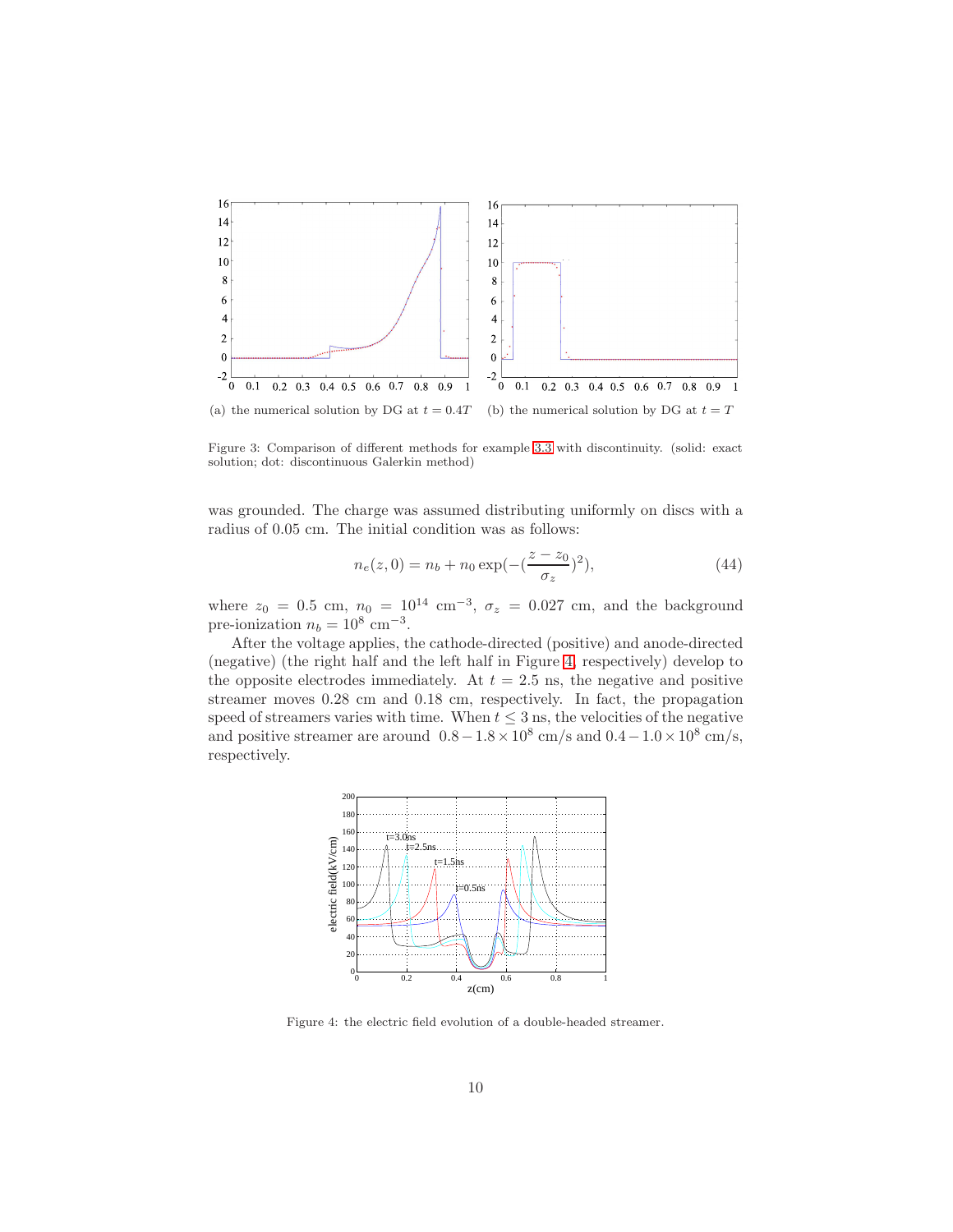(a) the numerical solution by DG at $t = 0.4T$

(b) the numerical solution by DG at $t = T$

Figure 3: Comparison of different methods for example 3.3 with discontinuity. (solid: exact solution; dot: discontinuous Galerkin method)

was grounded. The charge was assumed distributing uniformly on discs with a radius of 0.05 cm. The initial condition was as follows:

$$n_e(z, 0) = n_b + n_0 \exp(-(\frac{z - z_0}{\sigma_z})^2), \tag{44}$$

where $z_0 = 0.5$ cm, $n_0 = 10^{14}$ cm$^{-3}$, $\sigma_z = 0.027$ cm, and the background pre-ionization $n_b = 10^8$ cm$^{-3}$.

After the voltage applies, the cathode-directed (positive) and anode-directed (negative) (the right half and the left half in Figure 4, respectively) develop to the opposite electrodes immediately. At $t = 2.5$ ns, the negative and positive streamer moves 0.28 cm and 0.18 cm, respectively. In fact, the propagation speed of streamers varies with time. When $t \leq 3$ ns, the velocities of the negative and positive streamer are around $0.8 - 1.8 \times 10^8$ cm/s and $0.4 - 1.0 \times 10^8$ cm/s, respectively.

Figure 4: the electric field evolution of a double-headed streamer.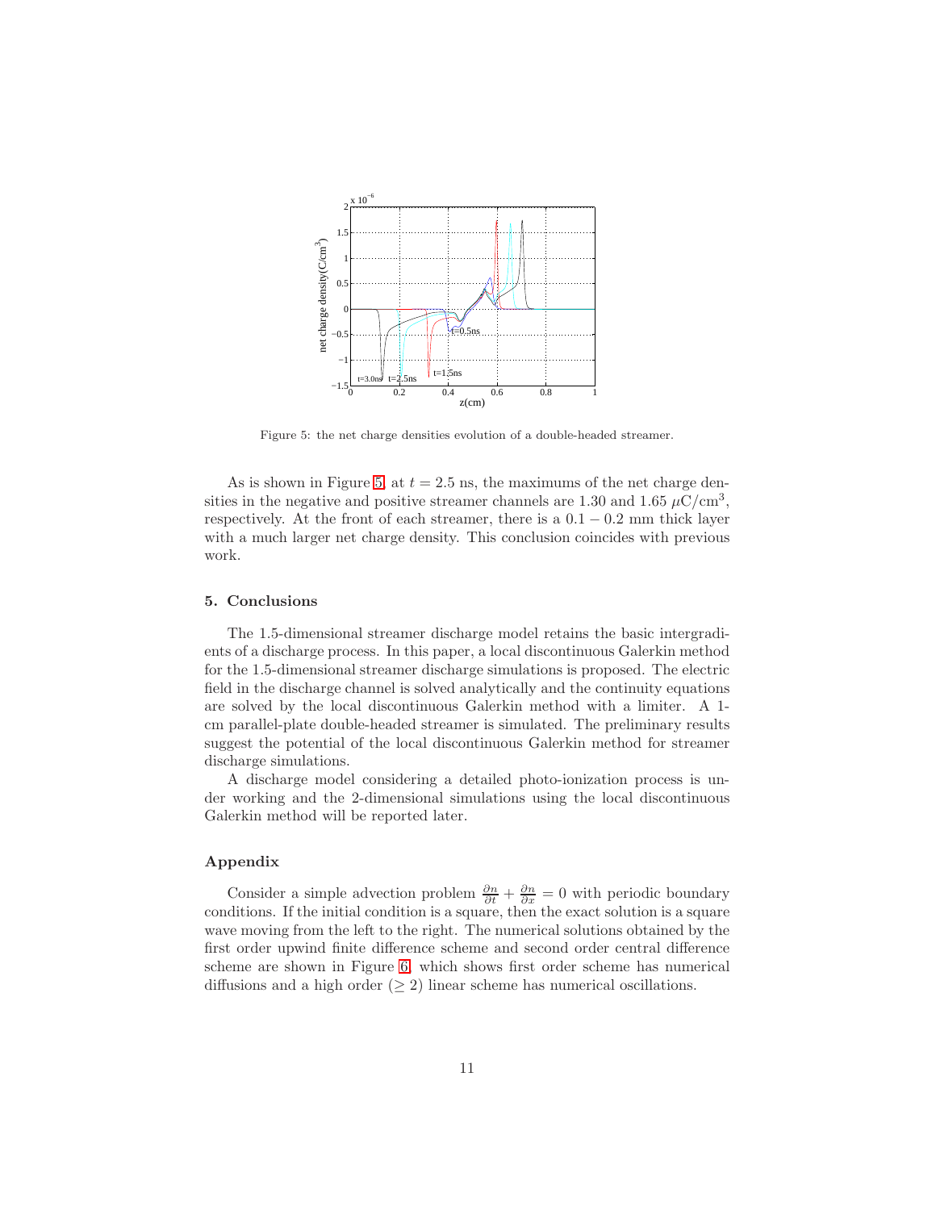Figure 5: the net charge densities evolution of a double-headed streamer.

As is shown in Figure 5, at $t = 2.5$ ns, the maximums of the net charge densities in the negative and positive streamer channels are 1.30 and 1.65 $\mu\text{C/cm}^3$, respectively. At the front of each streamer, there is a $0.1 - 0.2$ mm thick layer with a much larger net charge density. This conclusion coincides with previous work.

## 5. Conclusions

The 1.5-dimensional streamer discharge model retains the basic intergradients of a discharge process. In this paper, a local discontinuous Galerkin method for the 1.5-dimensional streamer discharge simulations is proposed. The electric field in the discharge channel is solved analytically and the continuity equations are solved by the local discontinuous Galerkin method with a limiter. A 1-cm parallel-plate double-headed streamer is simulated. The preliminary results suggest the potential of the local discontinuous Galerkin method for streamer discharge simulations.

A discharge model considering a detailed photo-ionization process is under working and the 2-dimensional simulations using the local discontinuous Galerkin method will be reported later.

## Appendix

Consider a simple advection problem $\frac{\partial n}{\partial t} + \frac{\partial n}{\partial x} = 0$ with periodic boundary conditions. If the initial condition is a square, then the exact solution is a square wave moving from the left to the right. The numerical solutions obtained by the first order upwind finite difference scheme and second order central difference scheme are shown in Figure 6, which shows first order scheme has numerical diffusions and a high order ($\geq 2$) linear scheme has numerical oscillations.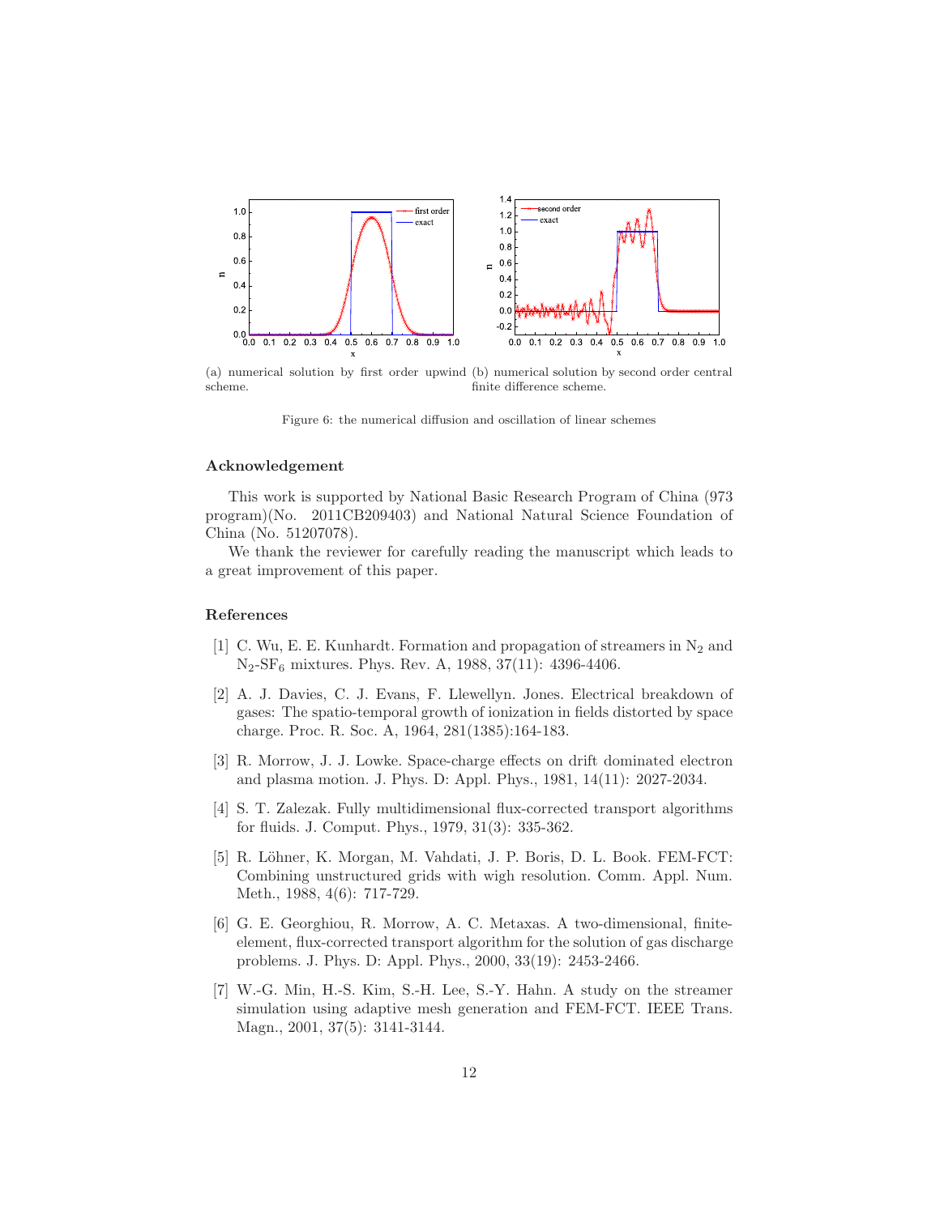(a) numerical solution by first order upwind scheme.

(b) numerical solution by second order central finite difference scheme.

Figure 6: the numerical diffusion and oscillation of linear schemes

## Acknowledgement

This work is supported by National Basic Research Program of China (973 program)(No. 2011CB209403) and National Natural Science Foundation of China (No. 51207078).

We thank the reviewer for carefully reading the manuscript which leads to a great improvement of this paper.

## References

[1] C. Wu, E. E. Kunhardt. Formation and propagation of streamers in $N_2$ and $N_2$-$SF_6$ mixtures. Phys. Rev. A, 1988, 37(11): 4396-4406.

[2] A. J. Davies, C. J. Evans, F. Llewellyn. Jones. Electrical breakdown of gases: The spatio-temporal growth of ionization in fields distorted by space charge. Proc. R. Soc. A, 1964, 281(1385):164-183.

[3] R. Morrow, J. J. Lowke. Space-charge effects on drift dominated electron and plasma motion. J. Phys. D: Appl. Phys., 1981, 14(11): 2027-2034.

[4] S. T. Zalezak. Fully multidimensional flux-corrected transport algorithms for fluids. J. Comput. Phys., 1979, 31(3): 335-362.

[5] R. Löhner, K. Morgan, M. Vahdati, J. P. Boris, D. L. Book. FEM-FCT: Combining unstructured grids with wigh resolution. Comm. Appl. Num. Meth., 1988, 4(6): 717-729.

[6] G. E. Georghiou, R. Morrow, A. C. Metaxas. A two-dimensional, finite-element, flux-corrected transport algorithm for the solution of gas discharge problems. J. Phys. D: Appl. Phys., 2000, 33(19): 2453-2466.

[7] W.-G. Min, H.-S. Kim, S.-H. Lee, S.-Y. Hahn. A study on the streamer simulation using adaptive mesh generation and FEM-FCT. IEEE Trans. Magn., 2001, 37(5): 3141-3144.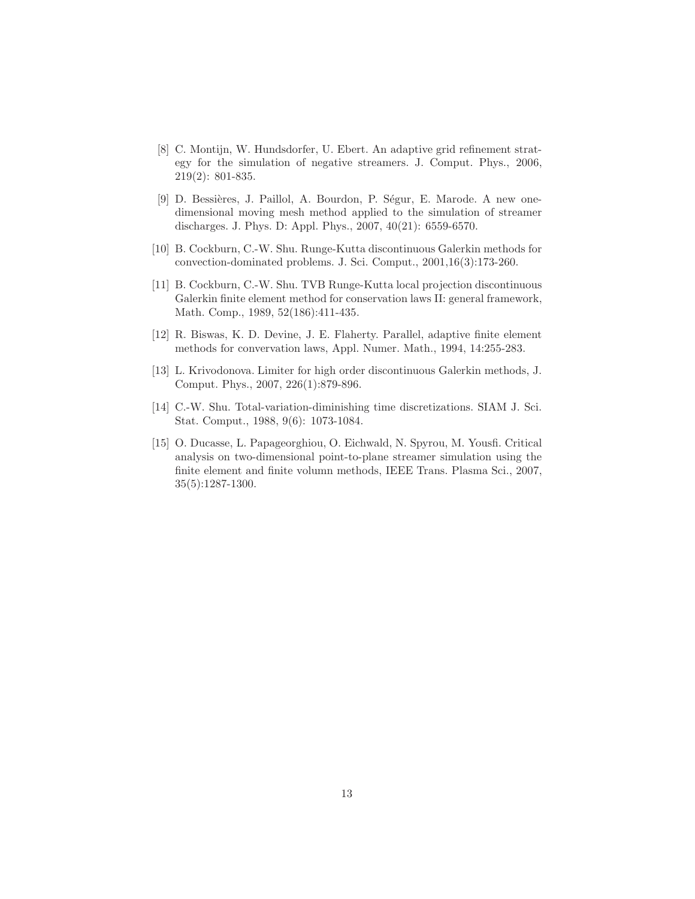[8] C. Montijn, W. Hundsdorfer, U. Ebert. An adaptive grid refinement strategy for the simulation of negative streamers. J. Comput. Phys., 2006, 219(2): 801-835.

[9] D. Bessières, J. Paillol, A. Bourdon, P. Ségur, E. Marode. A new one-dimensional moving mesh method applied to the simulation of streamer discharges. J. Phys. D: Appl. Phys., 2007, 40(21): 6559-6570.

[10] B. Cockburn, C.-W. Shu. Runge-Kutta discontinuous Galerkin methods for convection-dominated problems. J. Sci. Comput., 2001,16(3):173-260.

[11] B. Cockburn, C.-W. Shu. TVB Runge-Kutta local projection discontinuous Galerkin finite element method for conservation laws II: general framework, Math. Comp., 1989, 52(186):411-435.

[12] R. Biswas, K. D. Devine, J. E. Flaherty. Parallel, adaptive finite element methods for convervation laws, Appl. Numer. Math., 1994, 14:255-283.

[13] L. Krivodonova. Limiter for high order discontinuous Galerkin methods, J. Comput. Phys., 2007, 226(1):879-896.

[14] C.-W. Shu. Total-variation-diminishing time discretizations. SIAM J. Sci. Stat. Comput., 1988, 9(6): 1073-1084.

[15] O. Ducasse, L. Papageorghiou, O. Eichwald, N. Spyrou, M. Yousfi. Critical analysis on two-dimensional point-to-plane streamer simulation using the finite element and finite volumn methods, IEEE Trans. Plasma Sci., 2007, 35(5):1287-1300.